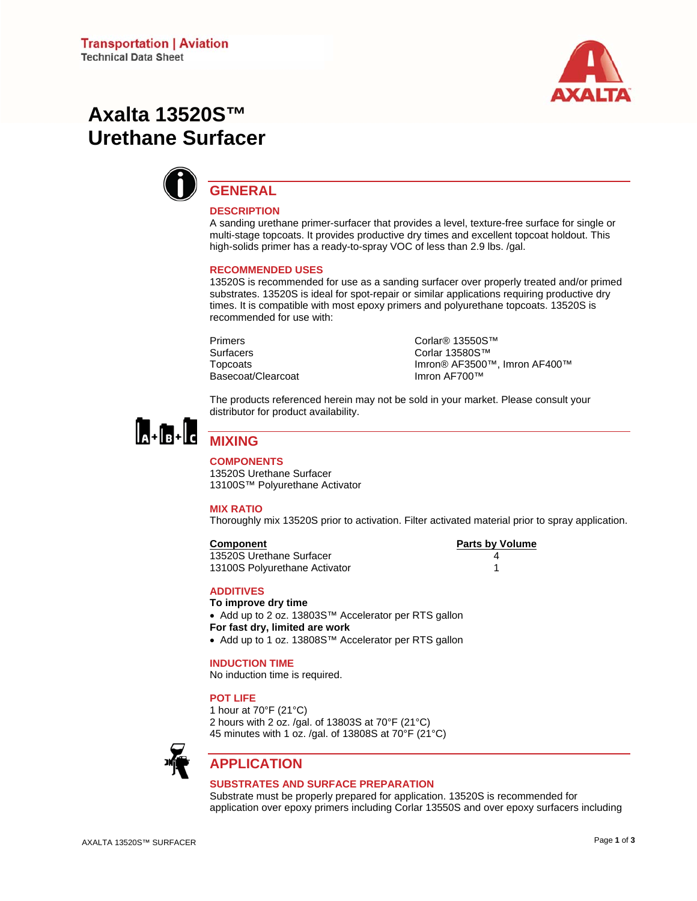Transportation | Aviation
Technical Data Sheet

# Axalta 13520S™ Urethane Surfacer

## GENERAL

### DESCRIPTION

A sanding urethane primer-surfacer that provides a level, texture-free surface for single or multi-stage topcoats. It provides productive dry times and excellent topcoat holdout. This high-solids primer has a ready-to-spray VOC of less than 2.9 lbs. /gal.

### RECOMMENDED USES

13520S is recommended for use as a sanding surfacer over properly treated and/or primed substrates. 13520S is ideal for spot-repair or similar applications requiring productive dry times. It is compatible with most epoxy primers and polyurethane topcoats. 13520S is recommended for use with:

| | |
|---|---|
| Primers | Corlar® 13550S™ |
| Surfacers | Corlar 13580S™ |
| Topcoats | Imron® AF3500™, Imron AF400™ |
| Basecoat/Clearcoat | Imron AF700™ |

The products referenced herein may not be sold in your market. Please consult your distributor for product availability.

## MIXING

### COMPONENTS

13520S Urethane Surfacer
13100S™ Polyurethane Activator

### MIX RATIO

Thoroughly mix 13520S prior to activation. Filter activated material prior to spray application.

| Component | Parts by Volume |
|---|---|
| 13520S Urethane Surfacer | 4 |
| 13100S Polyurethane Activator | 1 |

### ADDITIVES

**To improve dry time**

- Add up to 2 oz. 13803S™ Accelerator per RTS gallon

**For fast dry, limited are work**

- Add up to 1 oz. 13808S™ Accelerator per RTS gallon

### INDUCTION TIME

No induction time is required.

### POT LIFE

1 hour at 70°F (21°C)
2 hours with 2 oz. /gal. of 13803S at 70°F (21°C)
45 minutes with 1 oz. /gal. of 13808S at 70°F (21°C)

## APPLICATION

### SUBSTRATES AND SURFACE PREPARATION

Substrate must be properly prepared for application. 13520S is recommended for application over epoxy primers including Corlar 13550S and over epoxy surfacers including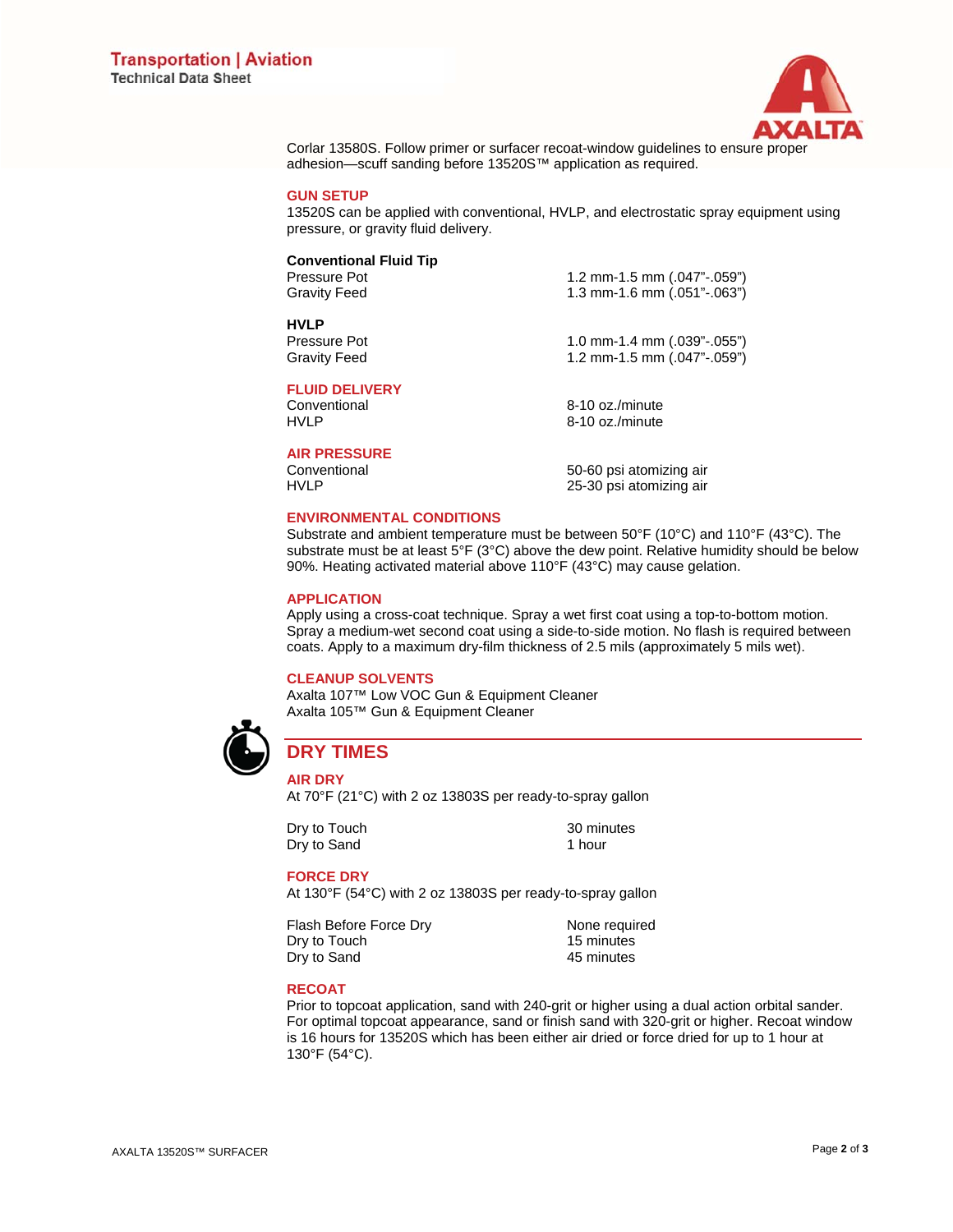Corlar 13580S. Follow primer or surfacer recoat-window guidelines to ensure proper adhesion—scuff sanding before 13520S™ application as required.

## GUN SETUP

13520S can be applied with conventional, HVLP, and electrostatic spray equipment using pressure, or gravity fluid delivery.

**Conventional Fluid Tip**

| | |
|---|---|
| Pressure Pot | 1.2 mm-1.5 mm (.047"-.059") |
| Gravity Feed | 1.3 mm-1.6 mm (.051"-.063") |

**HVLP**

| | |
|---|---|
| Pressure Pot | 1.0 mm-1.4 mm (.039"-.055") |
| Gravity Feed | 1.2 mm-1.5 mm (.047"-.059") |

## FLUID DELIVERY

| | |
|---|---|
| Conventional | 8-10 oz./minute |
| HVLP | 8-10 oz./minute |

## AIR PRESSURE

| | |
|---|---|
| Conventional | 50-60 psi atomizing air |
| HVLP | 25-30 psi atomizing air |

## ENVIRONMENTAL CONDITIONS

Substrate and ambient temperature must be between 50°F (10°C) and 110°F (43°C). The substrate must be at least 5°F (3°C) above the dew point. Relative humidity should be below 90%. Heating activated material above 110°F (43°C) may cause gelation.

## APPLICATION

Apply using a cross-coat technique. Spray a wet first coat using a top-to-bottom motion. Spray a medium-wet second coat using a side-to-side motion. No flash is required between coats. Apply to a maximum dry-film thickness of 2.5 mils (approximately 5 mils wet).

## CLEANUP SOLVENTS

Axalta 107™ Low VOC Gun & Equipment Cleaner
Axalta 105™ Gun & Equipment Cleaner

# DRY TIMES

## AIR DRY

At 70°F (21°C) with 2 oz 13803S per ready-to-spray gallon

| | |
|---|---|
| Dry to Touch | 30 minutes |
| Dry to Sand | 1 hour |

## FORCE DRY

At 130°F (54°C) with 2 oz 13803S per ready-to-spray gallon

| | |
|---|---|
| Flash Before Force Dry | None required |
| Dry to Touch | 15 minutes |
| Dry to Sand | 45 minutes |

## RECOAT

Prior to topcoat application, sand with 240-grit or higher using a dual action orbital sander. For optimal topcoat appearance, sand or finish sand with 320-grit or higher. Recoat window is 16 hours for 13520S which has been either air dried or force dried for up to 1 hour at 130°F (54°C).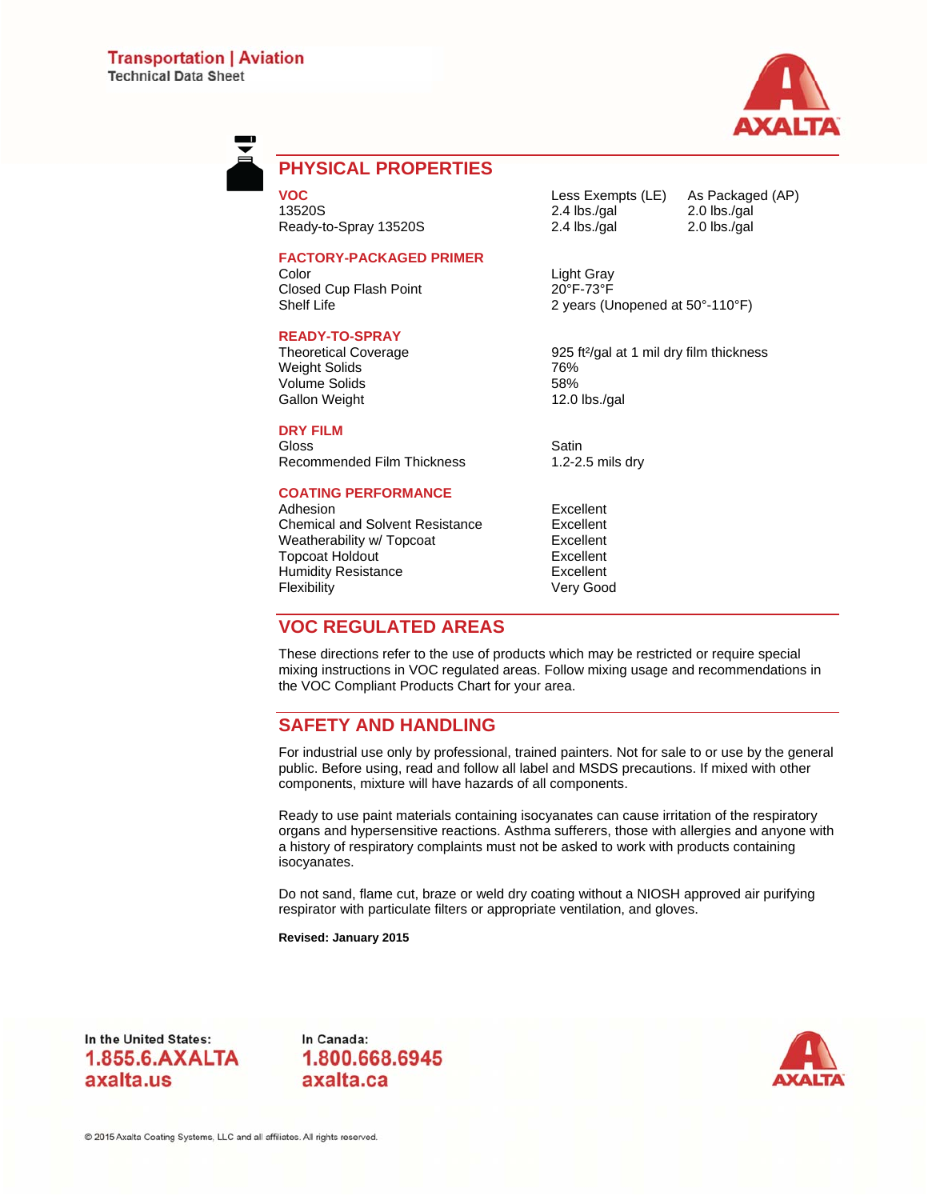## PHYSICAL PROPERTIES

| VOC | Less Exempts (LE) | As Packaged (AP) |
|---|---|---|
| 13520S | 2.4 lbs./gal | 2.0 lbs./gal |
| Ready-to-Spray 13520S | 2.4 lbs./gal | 2.0 lbs./gal |

**FACTORY-PACKAGED PRIMER**

| | |
|---|---|
| Color | Light Gray |
| Closed Cup Flash Point | 20°F-73°F |
| Shelf Life | 2 years (Unopened at 50°-110°F) |

**READY-TO-SPRAY**

| | |
|---|---|
| Theoretical Coverage | 925 ft²/gal at 1 mil dry film thickness |
| Weight Solids | 76% |
| Volume Solids | 58% |
| Gallon Weight | 12.0 lbs./gal |

**DRY FILM**

| | |
|---|---|
| Gloss | Satin |
| Recommended Film Thickness | 1.2-2.5 mils dry |

**COATING PERFORMANCE**

| | |
|---|---|
| Adhesion | Excellent |
| Chemical and Solvent Resistance | Excellent |
| Weatherability w/ Topcoat | Excellent |
| Topcoat Holdout | Excellent |
| Humidity Resistance | Excellent |
| Flexibility | Very Good |

## VOC REGULATED AREAS

These directions refer to the use of products which may be restricted or require special mixing instructions in VOC regulated areas. Follow mixing usage and recommendations in the VOC Compliant Products Chart for your area.

## SAFETY AND HANDLING

For industrial use only by professional, trained painters. Not for sale to or use by the general public. Before using, read and follow all label and MSDS precautions. If mixed with other components, mixture will have hazards of all components.

Ready to use paint materials containing isocyanates can cause irritation of the respiratory organs and hypersensitive reactions. Asthma sufferers, those with allergies and anyone with a history of respiratory complaints must not be asked to work with products containing isocyanates.

Do not sand, flame cut, braze or weld dry coating without a NIOSH approved air purifying respirator with particulate filters or appropriate ventilation, and gloves.

**Revised: January 2015**

In the United States:
**1.855.6.AXALTA**
**axalta.us**

In Canada:
**1.800.668.6945**
**axalta.ca**

© 2015 Axalta Coating Systems, LLC and all affiliates. All rights reserved.